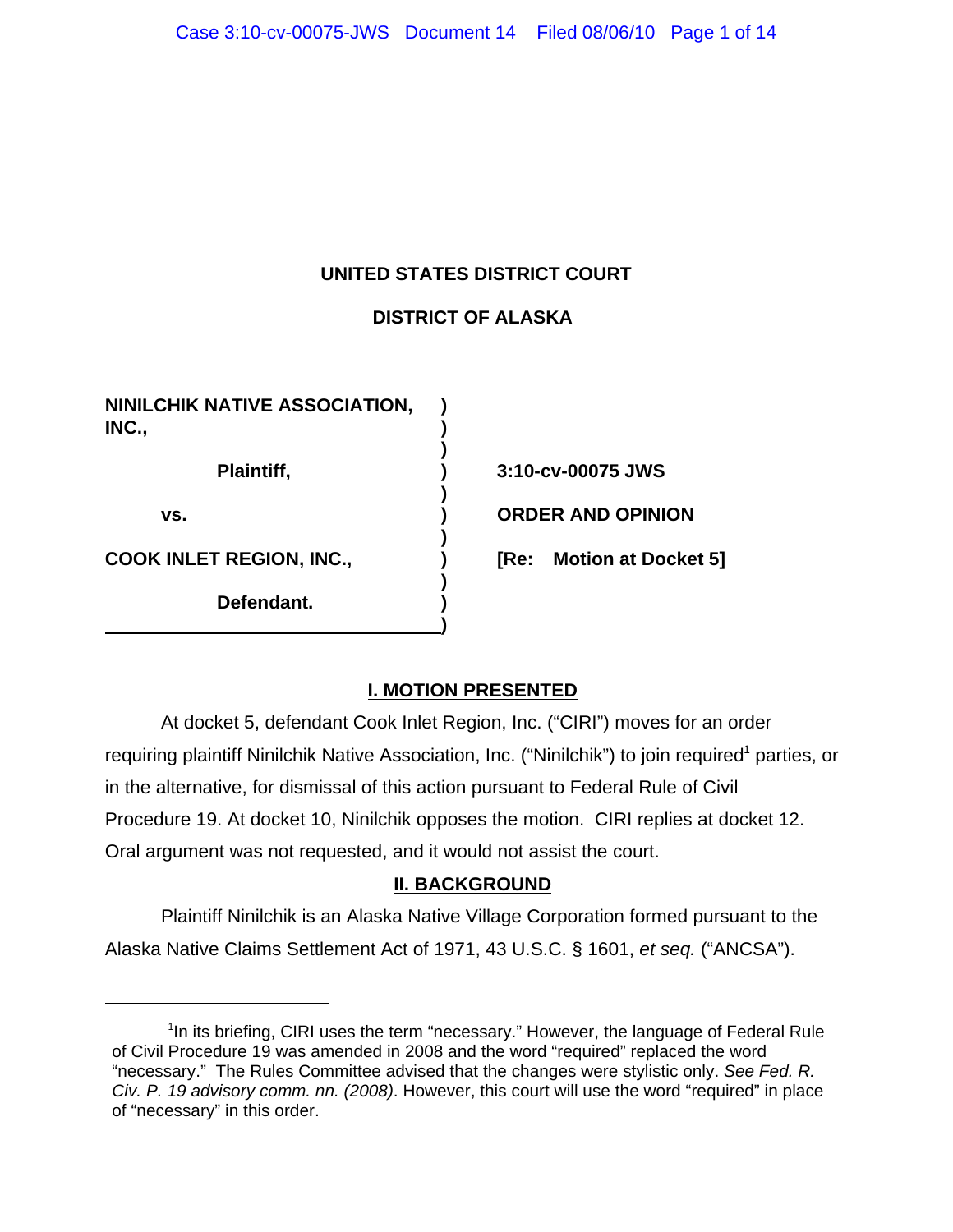**UNITED STATES DISTRICT COURT**

**DISTRICT OF ALASKA**

| | | |
|---|---|---|
| **NINILCHIK NATIVE ASSOCIATION, INC.,** | **)** | |
| **Plaintiff,** | **)** | **3:10-cv-00075 JWS** |
| **vs.** | **)** | **ORDER AND OPINION** |
| **COOK INLET REGION, INC.,** | **)** | **[Re: Motion at Docket 5]** |
| **Defendant.** | **)** | |

## I. MOTION PRESENTED

At docket 5, defendant Cook Inlet Region, Inc. ("CIRI") moves for an order requiring plaintiff Ninilchik Native Association, Inc. ("Ninilchik") to join required[1] parties, or in the alternative, for dismissal of this action pursuant to Federal Rule of Civil Procedure 19. At docket 10, Ninilchik opposes the motion. CIRI replies at docket 12. Oral argument was not requested, and it would not assist the court.

## II. BACKGROUND

Plaintiff Ninilchik is an Alaska Native Village Corporation formed pursuant to the Alaska Native Claims Settlement Act of 1971, 43 U.S.C. § 1601, *et seq.* ("ANCSA").

---

[1]In its briefing, CIRI uses the term "necessary." However, the language of Federal Rule of Civil Procedure 19 was amended in 2008 and the word "required" replaced the word "necessary." The Rules Committee advised that the changes were stylistic only. *See Fed. R. Civ. P. 19 advisory comm. nn. (2008)*. However, this court will use the word "required" in place of "necessary" in this order.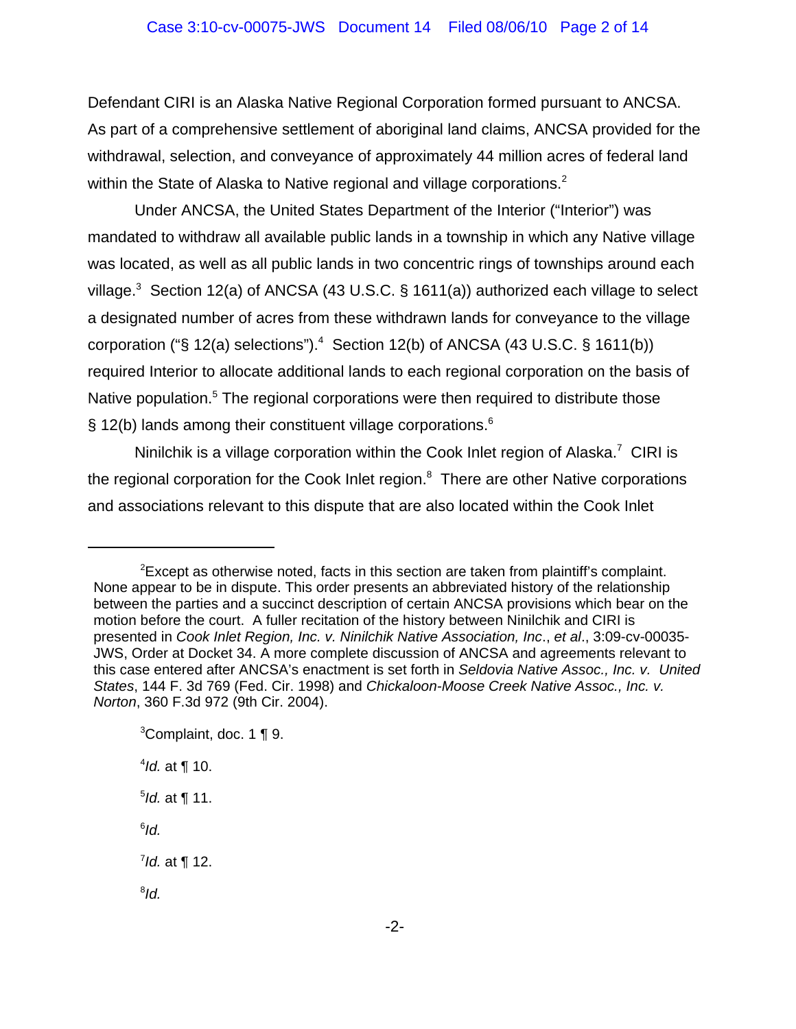Defendant CIRI is an Alaska Native Regional Corporation formed pursuant to ANCSA. As part of a comprehensive settlement of aboriginal land claims, ANCSA provided for the withdrawal, selection, and conveyance of approximately 44 million acres of federal land within the State of Alaska to Native regional and village corporations.[2]

Under ANCSA, the United States Department of the Interior ("Interior") was mandated to withdraw all available public lands in a township in which any Native village was located, as well as all public lands in two concentric rings of townships around each village.[3] Section 12(a) of ANCSA (43 U.S.C. § 1611(a)) authorized each village to select a designated number of acres from these withdrawn lands for conveyance to the village corporation ("§ 12(a) selections").[4] Section 12(b) of ANCSA (43 U.S.C. § 1611(b)) required Interior to allocate additional lands to each regional corporation on the basis of Native population.[5] The regional corporations were then required to distribute those § 12(b) lands among their constituent village corporations.[6]

Ninilchik is a village corporation within the Cook Inlet region of Alaska.[7] CIRI is the regional corporation for the Cook Inlet region.[8] There are other Native corporations and associations relevant to this dispute that are also located within the Cook Inlet

---

[2]Except as otherwise noted, facts in this section are taken from plaintiff's complaint. None appear to be in dispute. This order presents an abbreviated history of the relationship between the parties and a succinct description of certain ANCSA provisions which bear on the motion before the court. A fuller recitation of the history between Ninilchik and CIRI is presented in *Cook Inlet Region, Inc. v. Ninilchik Native Association, Inc*., *et al*., 3:09-cv-00035-JWS, Order at Docket 34. A more complete discussion of ANCSA and agreements relevant to this case entered after ANCSA's enactment is set forth in *Seldovia Native Assoc., Inc. v. United States*, 144 F. 3d 769 (Fed. Cir. 1998) and *Chickaloon-Moose Creek Native Assoc., Inc. v. Norton*, 360 F.3d 972 (9th Cir. 2004).

[3]Complaint, doc. 1 ¶ 9.

[4]*Id.* at ¶ 10.

[5]*Id.* at ¶ 11.

[6]*Id.*

[7]*Id.* at ¶ 12.

[8]*Id.*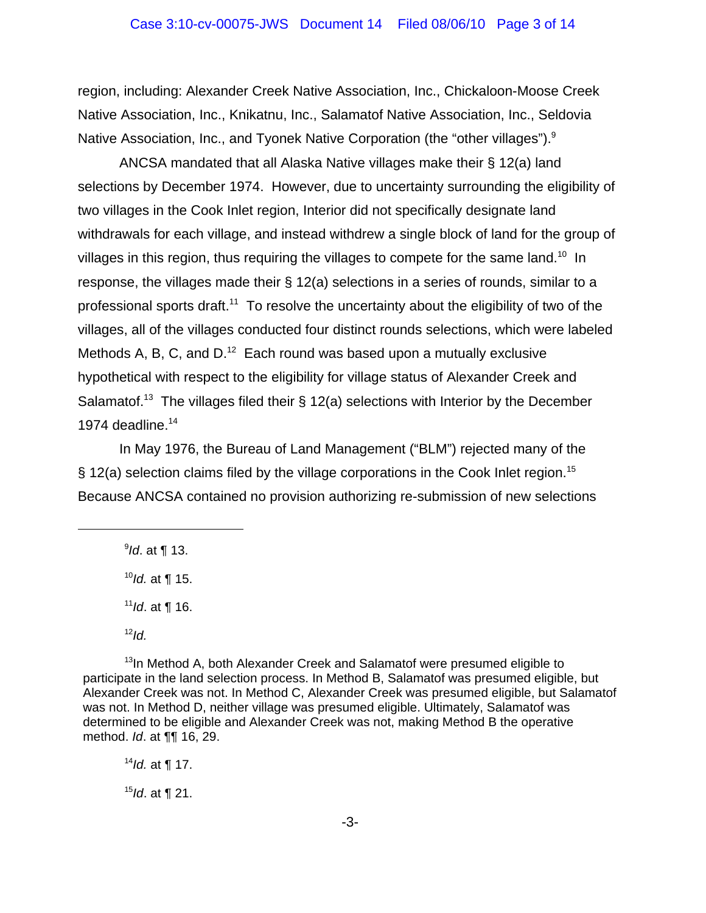region, including: Alexander Creek Native Association, Inc., Chickaloon-Moose Creek Native Association, Inc., Knikatnu, Inc., Salamatof Native Association, Inc., Seldovia Native Association, Inc., and Tyonek Native Corporation (the "other villages").[9]

ANCSA mandated that all Alaska Native villages make their § 12(a) land selections by December 1974. However, due to uncertainty surrounding the eligibility of two villages in the Cook Inlet region, Interior did not specifically designate land withdrawals for each village, and instead withdrew a single block of land for the group of villages in this region, thus requiring the villages to compete for the same land.[10] In response, the villages made their § 12(a) selections in a series of rounds, similar to a professional sports draft.[11] To resolve the uncertainty about the eligibility of two of the villages, all of the villages conducted four distinct rounds selections, which were labeled Methods A, B, C, and D.[12] Each round was based upon a mutually exclusive hypothetical with respect to the eligibility for village status of Alexander Creek and Salamatof.[13] The villages filed their § 12(a) selections with Interior by the December 1974 deadline.[14]

In May 1976, the Bureau of Land Management ("BLM") rejected many of the § 12(a) selection claims filed by the village corporations in the Cook Inlet region.[15] Because ANCSA contained no provision authorizing re-submission of new selections

---

[9]*Id*. at ¶ 13.

[10]*Id.* at ¶ 15.

[11]*Id*. at ¶ 16.

[12]*Id.*

[13]In Method A, both Alexander Creek and Salamatof were presumed eligible to participate in the land selection process. In Method B, Salamatof was presumed eligible, but Alexander Creek was not. In Method C, Alexander Creek was presumed eligible, but Salamatof was not. In Method D, neither village was presumed eligible. Ultimately, Salamatof was determined to be eligible and Alexander Creek was not, making Method B the operative method. *Id*. at ¶¶ 16, 29.

[14]*Id.* at ¶ 17.

[15]*Id*. at ¶ 21.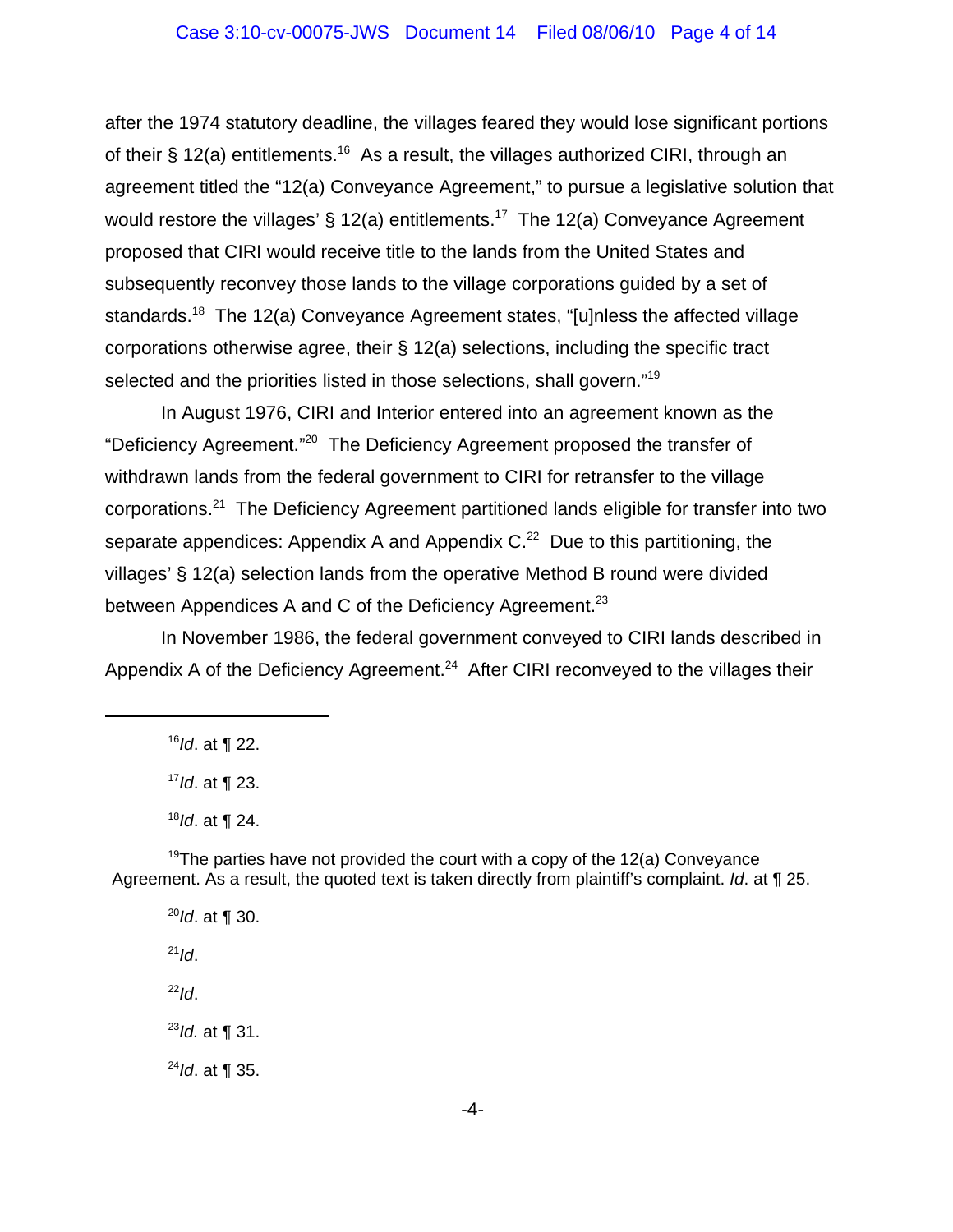after the 1974 statutory deadline, the villages feared they would lose significant portions of their § 12(a) entitlements.[16] As a result, the villages authorized CIRI, through an agreement titled the "12(a) Conveyance Agreement," to pursue a legislative solution that would restore the villages' § 12(a) entitlements.[17] The 12(a) Conveyance Agreement proposed that CIRI would receive title to the lands from the United States and subsequently reconvey those lands to the village corporations guided by a set of standards.[18] The 12(a) Conveyance Agreement states, "[u]nless the affected village corporations otherwise agree, their § 12(a) selections, including the specific tract selected and the priorities listed in those selections, shall govern."[19]

In August 1976, CIRI and Interior entered into an agreement known as the "Deficiency Agreement."[20] The Deficiency Agreement proposed the transfer of withdrawn lands from the federal government to CIRI for retransfer to the village corporations.[21] The Deficiency Agreement partitioned lands eligible for transfer into two separate appendices: Appendix A and Appendix C.[22] Due to this partitioning, the villages' § 12(a) selection lands from the operative Method B round were divided between Appendices A and C of the Deficiency Agreement.[23]

In November 1986, the federal government conveyed to CIRI lands described in Appendix A of the Deficiency Agreement.[24] After CIRI reconveyed to the villages their

---

[16] *Id*. at ¶ 22.

[17] *Id*. at ¶ 23.

[18] *Id*. at ¶ 24.

[19] The parties have not provided the court with a copy of the 12(a) Conveyance Agreement. As a result, the quoted text is taken directly from plaintiff's complaint. *Id*. at ¶ 25.

[20] *Id*. at ¶ 30.

[21] *Id*.

[22] *Id*.

[23] *Id.* at ¶ 31.

[24] *Id*. at ¶ 35.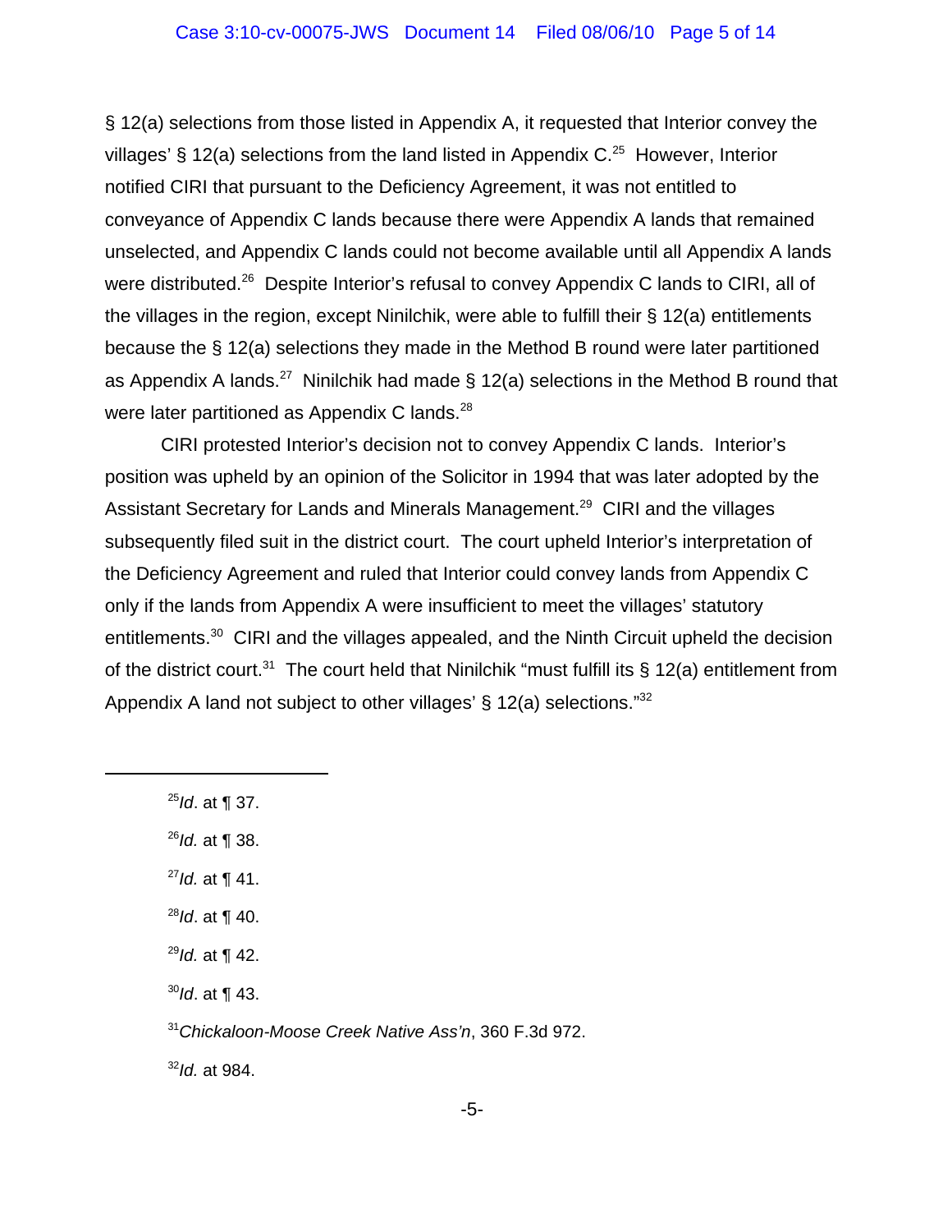§ 12(a) selections from those listed in Appendix A, it requested that Interior convey the villages' § 12(a) selections from the land listed in Appendix C.[25] However, Interior notified CIRI that pursuant to the Deficiency Agreement, it was not entitled to conveyance of Appendix C lands because there were Appendix A lands that remained unselected, and Appendix C lands could not become available until all Appendix A lands were distributed.[26] Despite Interior's refusal to convey Appendix C lands to CIRI, all of the villages in the region, except Ninilchik, were able to fulfill their § 12(a) entitlements because the § 12(a) selections they made in the Method B round were later partitioned as Appendix A lands.[27] Ninilchik had made § 12(a) selections in the Method B round that were later partitioned as Appendix C lands.[28]

CIRI protested Interior's decision not to convey Appendix C lands. Interior's position was upheld by an opinion of the Solicitor in 1994 that was later adopted by the Assistant Secretary for Lands and Minerals Management.[29] CIRI and the villages subsequently filed suit in the district court. The court upheld Interior's interpretation of the Deficiency Agreement and ruled that Interior could convey lands from Appendix C only if the lands from Appendix A were insufficient to meet the villages' statutory entitlements.[30] CIRI and the villages appealed, and the Ninth Circuit upheld the decision of the district court.[31] The court held that Ninilchik "must fulfill its § 12(a) entitlement from Appendix A land not subject to other villages' § 12(a) selections."[32]

---

[25]*Id*. at ¶ 37.

[26]*Id.* at ¶ 38.

[27]*Id.* at ¶ 41.

[28]*Id*. at ¶ 40.

[29]*Id.* at ¶ 42.

[30]*Id*. at ¶ 43.

[31]*Chickaloon-Moose Creek Native Ass'n*, 360 F.3d 972.

[32]*Id.* at 984.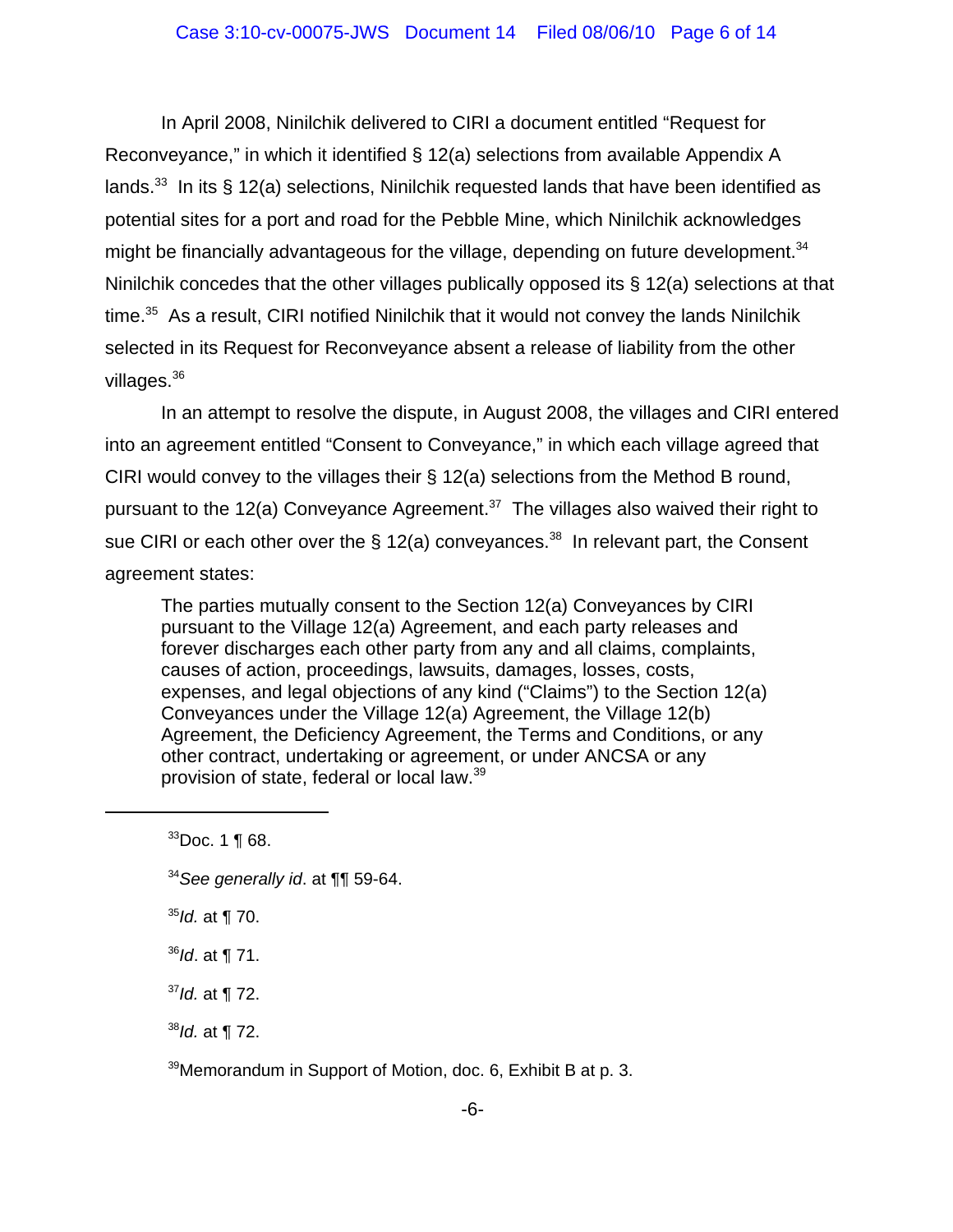In April 2008, Ninilchik delivered to CIRI a document entitled "Request for Reconveyance," in which it identified § 12(a) selections from available Appendix A lands.[33] In its § 12(a) selections, Ninilchik requested lands that have been identified as potential sites for a port and road for the Pebble Mine, which Ninilchik acknowledges might be financially advantageous for the village, depending on future development.[34] Ninilchik concedes that the other villages publically opposed its § 12(a) selections at that time.[35] As a result, CIRI notified Ninilchik that it would not convey the lands Ninilchik selected in its Request for Reconveyance absent a release of liability from the other villages.[36]

In an attempt to resolve the dispute, in August 2008, the villages and CIRI entered into an agreement entitled "Consent to Conveyance," in which each village agreed that CIRI would convey to the villages their § 12(a) selections from the Method B round, pursuant to the 12(a) Conveyance Agreement.[37] The villages also waived their right to sue CIRI or each other over the § 12(a) conveyances.[38] In relevant part, the Consent agreement states:

> The parties mutually consent to the Section 12(a) Conveyances by CIRI pursuant to the Village 12(a) Agreement, and each party releases and forever discharges each other party from any and all claims, complaints, causes of action, proceedings, lawsuits, damages, losses, costs, expenses, and legal objections of any kind ("Claims") to the Section 12(a) Conveyances under the Village 12(a) Agreement, the Village 12(b) Agreement, the Deficiency Agreement, the Terms and Conditions, or any other contract, undertaking or agreement, or under ANCSA or any provision of state, federal or local law.[39]

---

[33] Doc. 1 ¶ 68.

[34] *See generally id*. at ¶¶ 59-64.

[35] *Id.* at ¶ 70.

[36] *Id*. at ¶ 71.

[37] *Id.* at ¶ 72.

[38] *Id.* at ¶ 72.

[39] Memorandum in Support of Motion, doc. 6, Exhibit B at p. 3.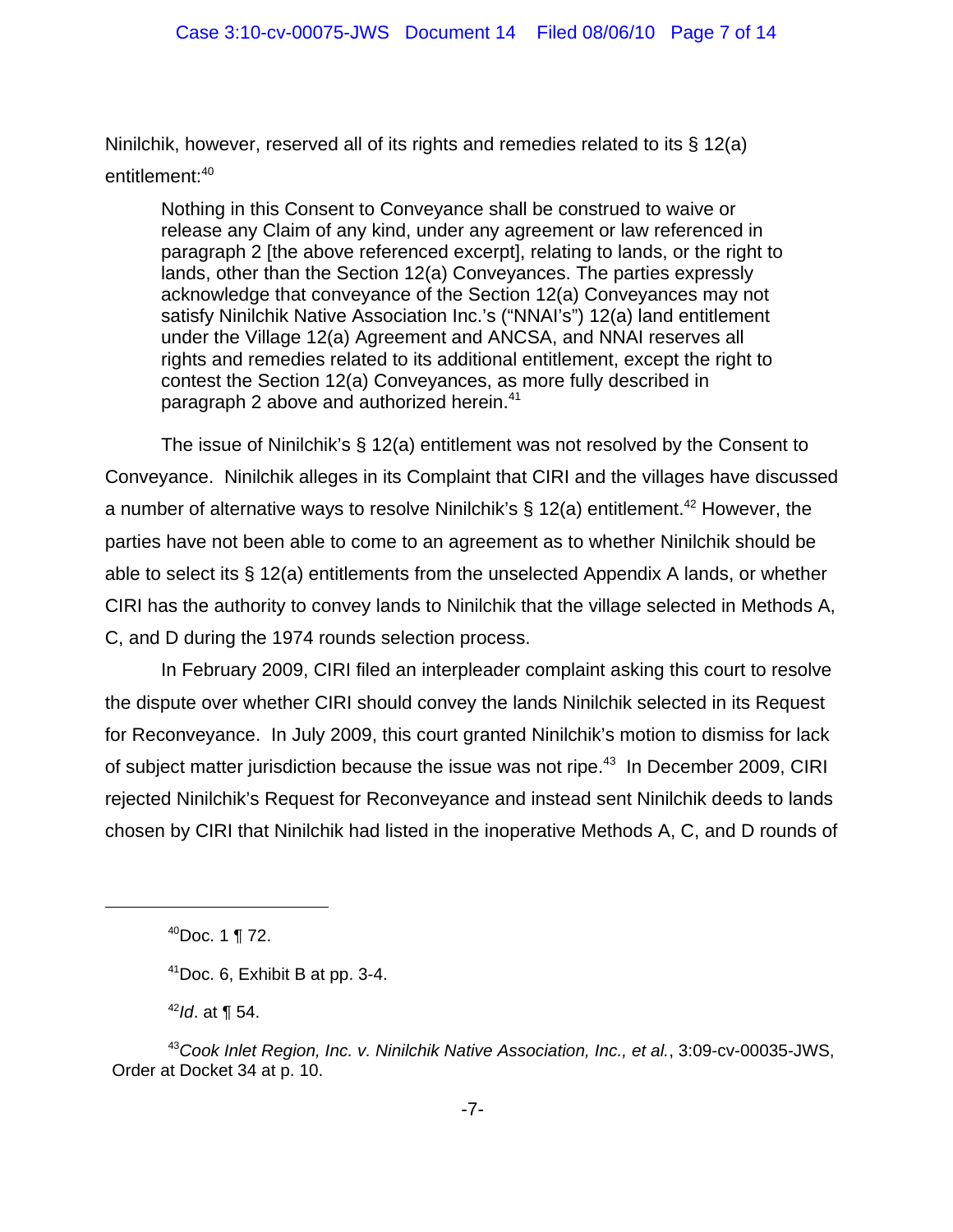Ninilchik, however, reserved all of its rights and remedies related to its § 12(a) entitlement:[40]

> Nothing in this Consent to Conveyance shall be construed to waive or release any Claim of any kind, under any agreement or law referenced in paragraph 2 [the above referenced excerpt], relating to lands, or the right to lands, other than the Section 12(a) Conveyances. The parties expressly acknowledge that conveyance of the Section 12(a) Conveyances may not satisfy Ninilchik Native Association Inc.'s ("NNAI's") 12(a) land entitlement under the Village 12(a) Agreement and ANCSA, and NNAI reserves all rights and remedies related to its additional entitlement, except the right to contest the Section 12(a) Conveyances, as more fully described in paragraph 2 above and authorized herein.[41]

The issue of Ninilchik's § 12(a) entitlement was not resolved by the Consent to Conveyance. Ninilchik alleges in its Complaint that CIRI and the villages have discussed a number of alternative ways to resolve Ninilchik's § 12(a) entitlement.[42] However, the parties have not been able to come to an agreement as to whether Ninilchik should be able to select its § 12(a) entitlements from the unselected Appendix A lands, or whether CIRI has the authority to convey lands to Ninilchik that the village selected in Methods A, C, and D during the 1974 rounds selection process.

In February 2009, CIRI filed an interpleader complaint asking this court to resolve the dispute over whether CIRI should convey the lands Ninilchik selected in its Request for Reconveyance. In July 2009, this court granted Ninilchik's motion to dismiss for lack of subject matter jurisdiction because the issue was not ripe.[43] In December 2009, CIRI rejected Ninilchik's Request for Reconveyance and instead sent Ninilchik deeds to lands chosen by CIRI that Ninilchik had listed in the inoperative Methods A, C, and D rounds of

---

[40] Doc. 1 ¶ 72.

[41] Doc. 6, Exhibit B at pp. 3-4.

[42] *Id*. at ¶ 54.

[43] *Cook Inlet Region, Inc. v. Ninilchik Native Association, Inc., et al.*, 3:09-cv-00035-JWS, Order at Docket 34 at p. 10.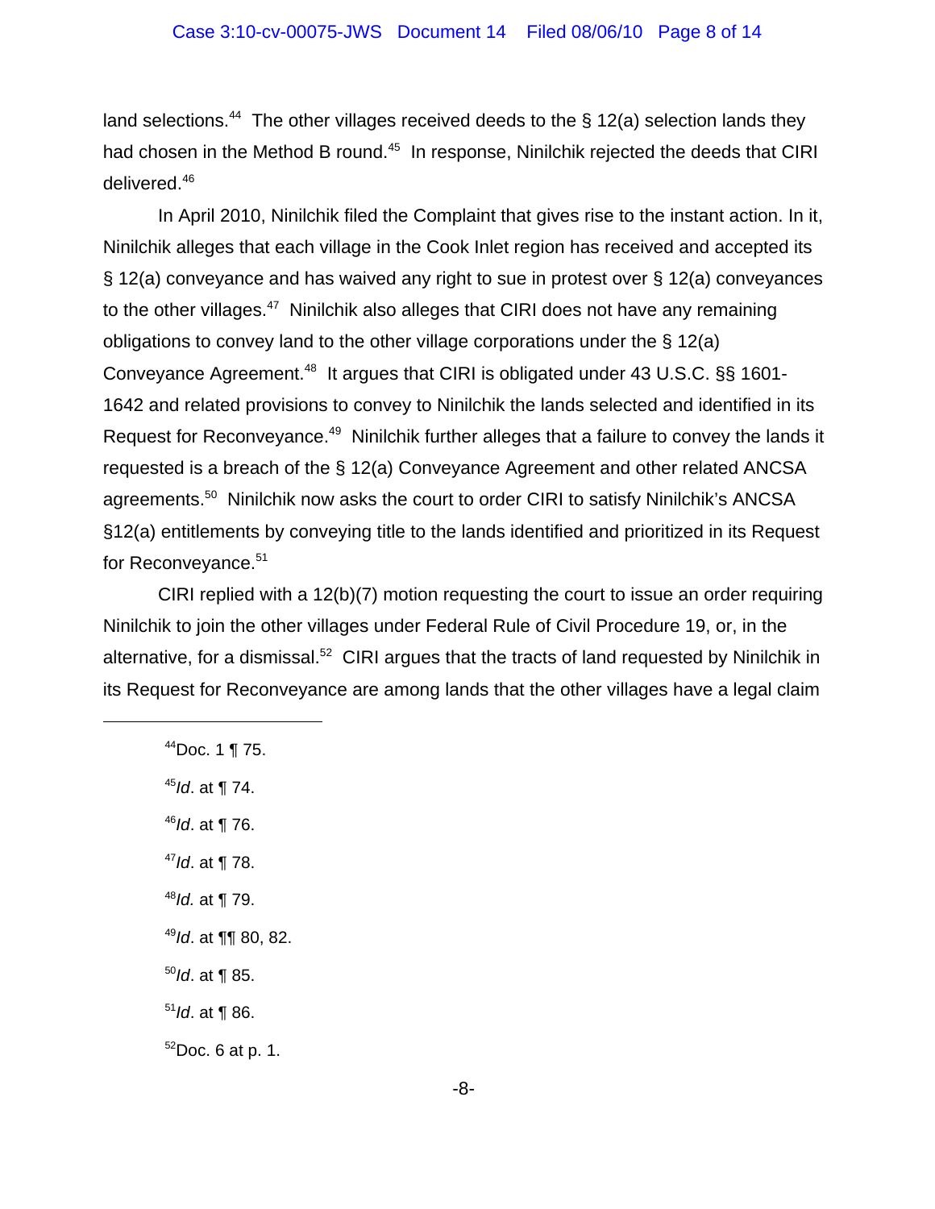land selections.[44] The other villages received deeds to the § 12(a) selection lands they had chosen in the Method B round.[45] In response, Ninilchik rejected the deeds that CIRI delivered.[46]

In April 2010, Ninilchik filed the Complaint that gives rise to the instant action. In it, Ninilchik alleges that each village in the Cook Inlet region has received and accepted its § 12(a) conveyance and has waived any right to sue in protest over § 12(a) conveyances to the other villages.[47] Ninilchik also alleges that CIRI does not have any remaining obligations to convey land to the other village corporations under the § 12(a) Conveyance Agreement.[48] It argues that CIRI is obligated under 43 U.S.C. §§ 1601-1642 and related provisions to convey to Ninilchik the lands selected and identified in its Request for Reconveyance.[49] Ninilchik further alleges that a failure to convey the lands it requested is a breach of the § 12(a) Conveyance Agreement and other related ANCSA agreements.[50] Ninilchik now asks the court to order CIRI to satisfy Ninilchik's ANCSA §12(a) entitlements by conveying title to the lands identified and prioritized in its Request for Reconveyance.[51]

CIRI replied with a 12(b)(7) motion requesting the court to issue an order requiring Ninilchik to join the other villages under Federal Rule of Civil Procedure 19, or, in the alternative, for a dismissal.[52] CIRI argues that the tracts of land requested by Ninilchik in its Request for Reconveyance are among lands that the other villages have a legal claim

---

[44] Doc. 1 ¶ 75.

[45] *Id*. at ¶ 74.

[46] *Id*. at ¶ 76.

[47] *Id*. at ¶ 78.

[48] *Id.* at ¶ 79.

[49] *Id*. at ¶¶ 80, 82.

[50] *Id*. at ¶ 85.

[51] *Id*. at ¶ 86.

[52] Doc. 6 at p. 1.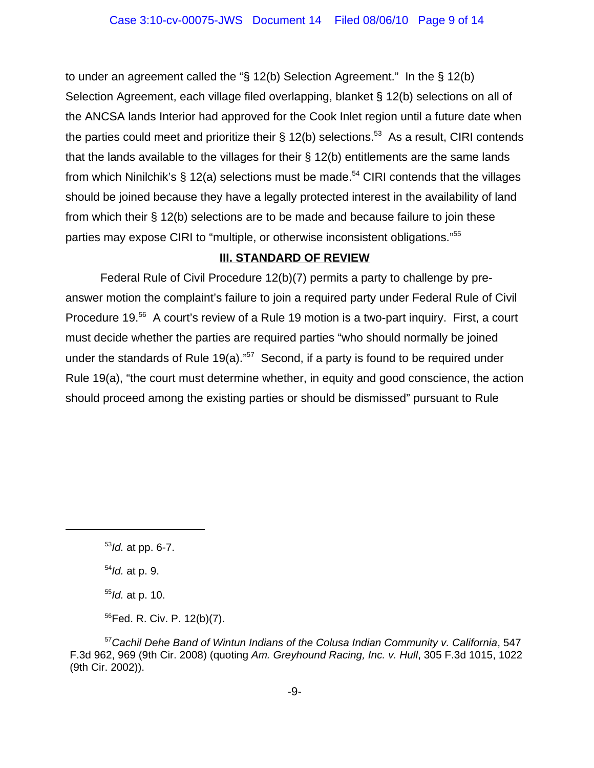to under an agreement called the "§ 12(b) Selection Agreement." In the § 12(b) Selection Agreement, each village filed overlapping, blanket § 12(b) selections on all of the ANCSA lands Interior had approved for the Cook Inlet region until a future date when the parties could meet and prioritize their § 12(b) selections.[53] As a result, CIRI contends that the lands available to the villages for their § 12(b) entitlements are the same lands from which Ninilchik's § 12(a) selections must be made.[54] CIRI contends that the villages should be joined because they have a legally protected interest in the availability of land from which their § 12(b) selections are to be made and because failure to join these parties may expose CIRI to "multiple, or otherwise inconsistent obligations."[55]

## III. STANDARD OF REVIEW

Federal Rule of Civil Procedure 12(b)(7) permits a party to challenge by pre-answer motion the complaint's failure to join a required party under Federal Rule of Civil Procedure 19.[56] A court's review of a Rule 19 motion is a two-part inquiry. First, a court must decide whether the parties are required parties "who should normally be joined under the standards of Rule 19(a)."[57] Second, if a party is found to be required under Rule 19(a), "the court must determine whether, in equity and good conscience, the action should proceed among the existing parties or should be dismissed" pursuant to Rule

---

[53] *Id.* at pp. 6-7.

[54] *Id.* at p. 9.

[55] *Id.* at p. 10.

[56] Fed. R. Civ. P. 12(b)(7).

[57] *Cachil Dehe Band of Wintun Indians of the Colusa Indian Community v. California*, 547 F.3d 962, 969 (9th Cir. 2008) (quoting *Am. Greyhound Racing, Inc. v. Hull*, 305 F.3d 1015, 1022 (9th Cir. 2002)).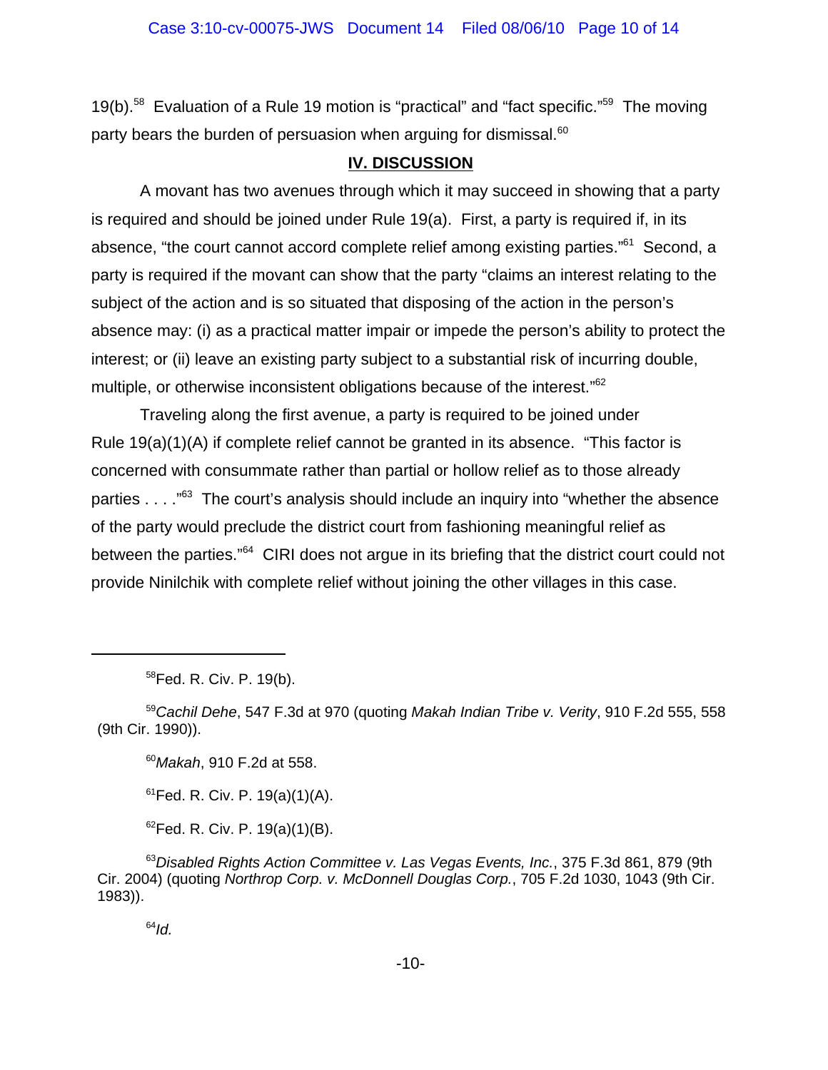19(b).[58] Evaluation of a Rule 19 motion is "practical" and "fact specific."[59] The moving party bears the burden of persuasion when arguing for dismissal.[60]

## IV. DISCUSSION

A movant has two avenues through which it may succeed in showing that a party is required and should be joined under Rule 19(a). First, a party is required if, in its absence, "the court cannot accord complete relief among existing parties."[61] Second, a party is required if the movant can show that the party "claims an interest relating to the subject of the action and is so situated that disposing of the action in the person's absence may: (i) as a practical matter impair or impede the person's ability to protect the interest; or (ii) leave an existing party subject to a substantial risk of incurring double, multiple, or otherwise inconsistent obligations because of the interest."[62]

Traveling along the first avenue, a party is required to be joined under Rule 19(a)(1)(A) if complete relief cannot be granted in its absence. "This factor is concerned with consummate rather than partial or hollow relief as to those already parties . . . ."[63] The court's analysis should include an inquiry into "whether the absence of the party would preclude the district court from fashioning meaningful relief as between the parties."[64] CIRI does not argue in its briefing that the district court could not provide Ninilchik with complete relief without joining the other villages in this case.

---

[58]Fed. R. Civ. P. 19(b).

[59]*Cachil Dehe*, 547 F.3d at 970 (quoting *Makah Indian Tribe v. Verity*, 910 F.2d 555, 558 (9th Cir. 1990)).

[60]*Makah*, 910 F.2d at 558.

[61]Fed. R. Civ. P. 19(a)(1)(A).

[62]Fed. R. Civ. P. 19(a)(1)(B).

[63]*Disabled Rights Action Committee v. Las Vegas Events, Inc.*, 375 F.3d 861, 879 (9th Cir. 2004) (quoting *Northrop Corp. v. McDonnell Douglas Corp.*, 705 F.2d 1030, 1043 (9th Cir. 1983)).

[64]*Id.*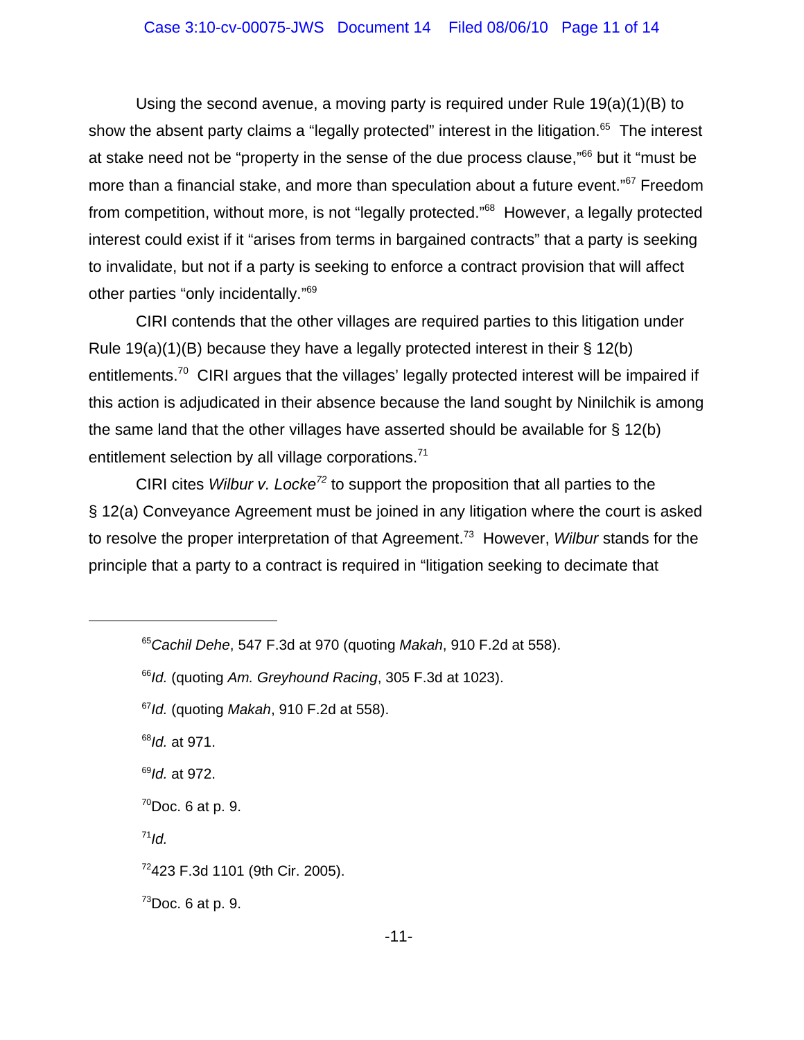Using the second avenue, a moving party is required under Rule 19(a)(1)(B) to show the absent party claims a "legally protected" interest in the litigation.[65] The interest at stake need not be "property in the sense of the due process clause,"[66] but it "must be more than a financial stake, and more than speculation about a future event."[67] Freedom from competition, without more, is not "legally protected."[68] However, a legally protected interest could exist if it "arises from terms in bargained contracts" that a party is seeking to invalidate, but not if a party is seeking to enforce a contract provision that will affect other parties "only incidentally."[69]

CIRI contends that the other villages are required parties to this litigation under Rule 19(a)(1)(B) because they have a legally protected interest in their § 12(b) entitlements.[70] CIRI argues that the villages' legally protected interest will be impaired if this action is adjudicated in their absence because the land sought by Ninilchik is among the same land that the other villages have asserted should be available for § 12(b) entitlement selection by all village corporations.[71]

CIRI cites *Wilbur v. Locke*[72] to support the proposition that all parties to the § 12(a) Conveyance Agreement must be joined in any litigation where the court is asked to resolve the proper interpretation of that Agreement.[73] However, *Wilbur* stands for the principle that a party to a contract is required in "litigation seeking to decimate that

---

[65] *Cachil Dehe*, 547 F.3d at 970 (quoting *Makah*, 910 F.2d at 558).

[66] *Id.* (quoting *Am. Greyhound Racing*, 305 F.3d at 1023).

[67] *Id.* (quoting *Makah*, 910 F.2d at 558).

[68] *Id.* at 971.

[69] *Id.* at 972.

[70] Doc. 6 at p. 9.

[71] *Id.*

[72] 423 F.3d 1101 (9th Cir. 2005).

[73] Doc. 6 at p. 9.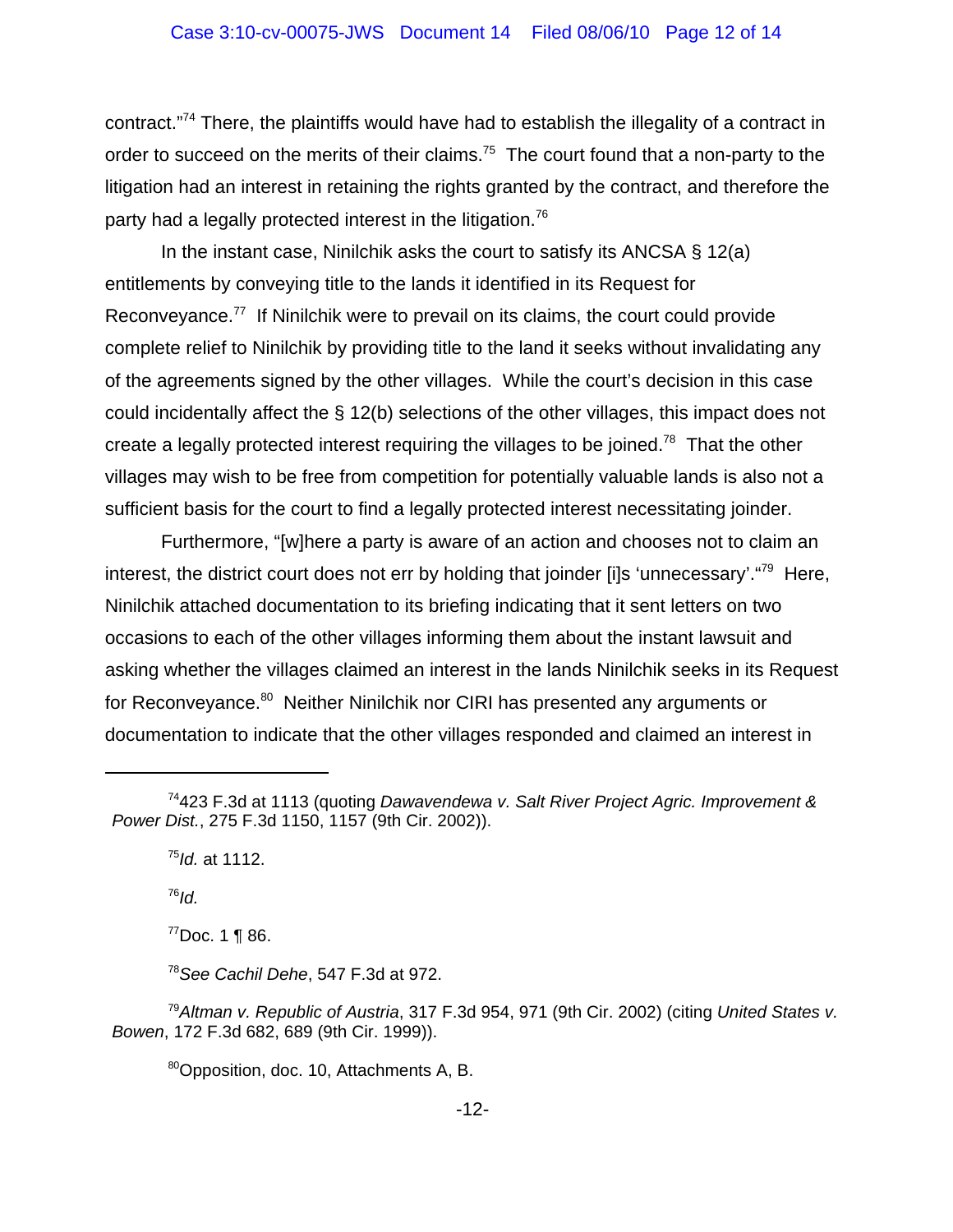contract."[74] There, the plaintiffs would have had to establish the illegality of a contract in order to succeed on the merits of their claims.[75] The court found that a non-party to the litigation had an interest in retaining the rights granted by the contract, and therefore the party had a legally protected interest in the litigation.[76]

In the instant case, Ninilchik asks the court to satisfy its ANCSA § 12(a) entitlements by conveying title to the lands it identified in its Request for Reconveyance.[77] If Ninilchik were to prevail on its claims, the court could provide complete relief to Ninilchik by providing title to the land it seeks without invalidating any of the agreements signed by the other villages. While the court's decision in this case could incidentally affect the § 12(b) selections of the other villages, this impact does not create a legally protected interest requiring the villages to be joined.[78] That the other villages may wish to be free from competition for potentially valuable lands is also not a sufficient basis for the court to find a legally protected interest necessitating joinder.

Furthermore, "[w]here a party is aware of an action and chooses not to claim an interest, the district court does not err by holding that joinder [i]s 'unnecessary'."[79] Here, Ninilchik attached documentation to its briefing indicating that it sent letters on two occasions to each of the other villages informing them about the instant lawsuit and asking whether the villages claimed an interest in the lands Ninilchik seeks in its Request for Reconveyance.[80] Neither Ninilchik nor CIRI has presented any arguments or documentation to indicate that the other villages responded and claimed an interest in

---

[74] 423 F.3d at 1113 (quoting *Dawavendewa v. Salt River Project Agric. Improvement & Power Dist.*, 275 F.3d 1150, 1157 (9th Cir. 2002)).

[75] *Id.* at 1112.

[76] *Id.*

[77] Doc. 1 ¶ 86.

[78] *See Cachil Dehe*, 547 F.3d at 972.

[79] *Altman v. Republic of Austria*, 317 F.3d 954, 971 (9th Cir. 2002) (citing *United States v. Bowen*, 172 F.3d 682, 689 (9th Cir. 1999)).

[80] Opposition, doc. 10, Attachments A, B.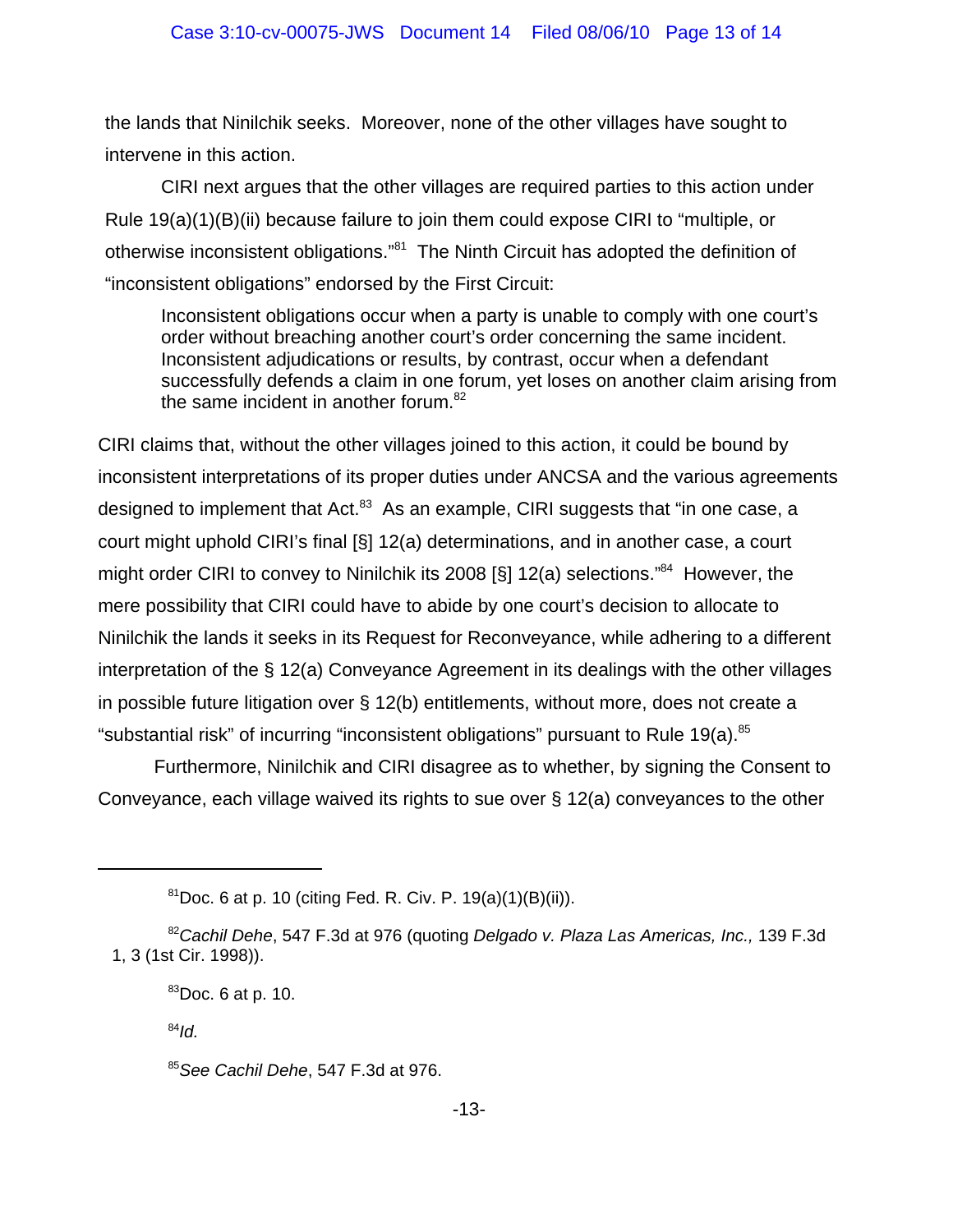the lands that Ninilchik seeks. Moreover, none of the other villages have sought to intervene in this action.

CIRI next argues that the other villages are required parties to this action under Rule 19(a)(1)(B)(ii) because failure to join them could expose CIRI to "multiple, or otherwise inconsistent obligations."[81] The Ninth Circuit has adopted the definition of "inconsistent obligations" endorsed by the First Circuit:

> Inconsistent obligations occur when a party is unable to comply with one court's order without breaching another court's order concerning the same incident. Inconsistent adjudications or results, by contrast, occur when a defendant successfully defends a claim in one forum, yet loses on another claim arising from the same incident in another forum.[82]

CIRI claims that, without the other villages joined to this action, it could be bound by inconsistent interpretations of its proper duties under ANCSA and the various agreements designed to implement that Act.[83] As an example, CIRI suggests that "in one case, a court might uphold CIRI's final [§] 12(a) determinations, and in another case, a court might order CIRI to convey to Ninilchik its 2008 [§] 12(a) selections."[84] However, the mere possibility that CIRI could have to abide by one court's decision to allocate to Ninilchik the lands it seeks in its Request for Reconveyance, while adhering to a different interpretation of the § 12(a) Conveyance Agreement in its dealings with the other villages in possible future litigation over § 12(b) entitlements, without more, does not create a "substantial risk" of incurring "inconsistent obligations" pursuant to Rule 19(a).[85]

Furthermore, Ninilchik and CIRI disagree as to whether, by signing the Consent to Conveyance, each village waived its rights to sue over § 12(a) conveyances to the other

---

[81] Doc. 6 at p. 10 (citing Fed. R. Civ. P. 19(a)(1)(B)(ii)).

[82] *Cachil Dehe*, 547 F.3d at 976 (quoting *Delgado v. Plaza Las Americas, Inc.,* 139 F.3d 1, 3 (1st Cir. 1998)).

[83] Doc. 6 at p. 10.

[84] *Id.*

[85] *See Cachil Dehe*, 547 F.3d at 976.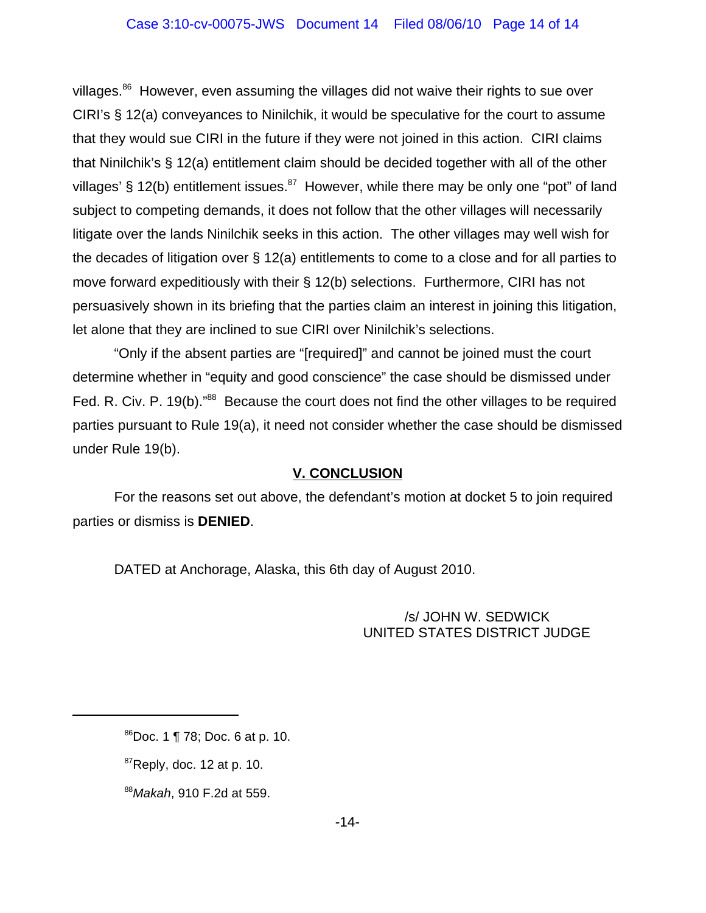villages.[86] However, even assuming the villages did not waive their rights to sue over CIRI's § 12(a) conveyances to Ninilchik, it would be speculative for the court to assume that they would sue CIRI in the future if they were not joined in this action. CIRI claims that Ninilchik's § 12(a) entitlement claim should be decided together with all of the other villages' § 12(b) entitlement issues.[87] However, while there may be only one "pot" of land subject to competing demands, it does not follow that the other villages will necessarily litigate over the lands Ninilchik seeks in this action. The other villages may well wish for the decades of litigation over § 12(a) entitlements to come to a close and for all parties to move forward expeditiously with their § 12(b) selections. Furthermore, CIRI has not persuasively shown in its briefing that the parties claim an interest in joining this litigation, let alone that they are inclined to sue CIRI over Ninilchik's selections.

"Only if the absent parties are "[required]" and cannot be joined must the court determine whether in "equity and good conscience" the case should be dismissed under Fed. R. Civ. P. 19(b)."[88] Because the court does not find the other villages to be required parties pursuant to Rule 19(a), it need not consider whether the case should be dismissed under Rule 19(b).

## V. CONCLUSION

For the reasons set out above, the defendant's motion at docket 5 to join required parties or dismiss is **DENIED**.

DATED at Anchorage, Alaska, this 6th day of August 2010.

/s/ JOHN W. SEDWICK
UNITED STATES DISTRICT JUDGE

---

[86] Doc. 1 ¶ 78; Doc. 6 at p. 10.

[87] Reply, doc. 12 at p. 10.

[88] *Makah*, 910 F.2d at 559.